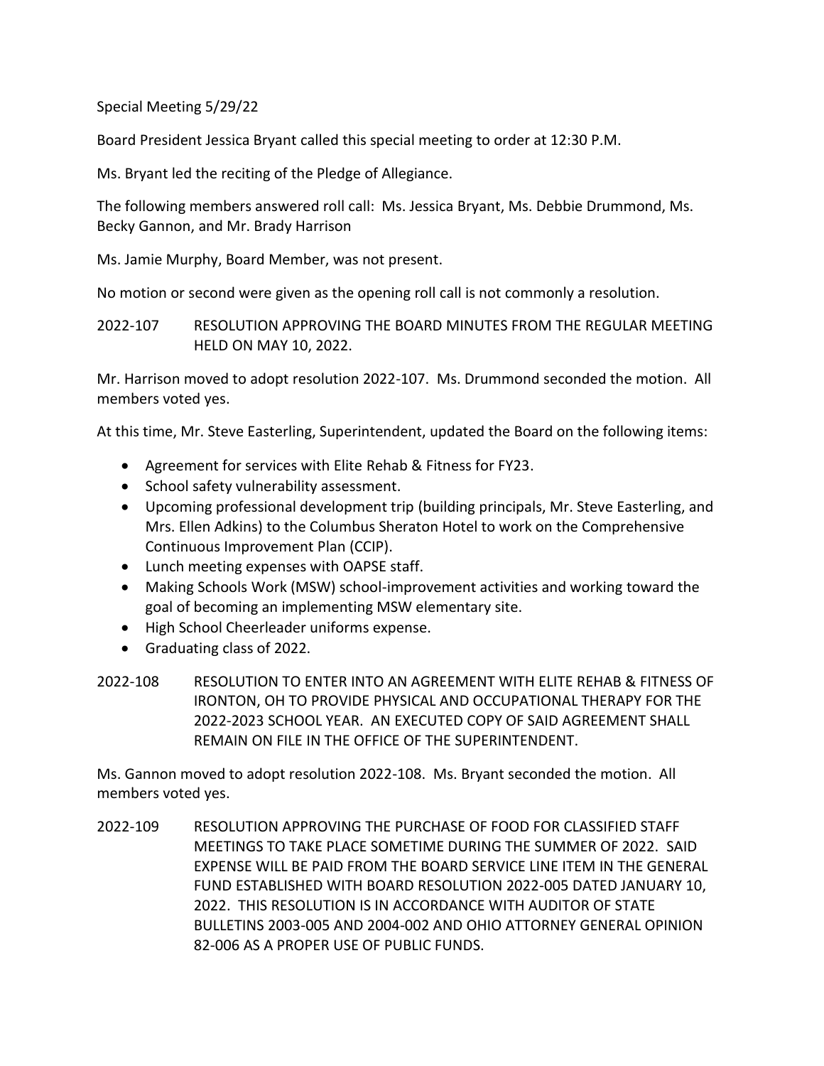Special Meeting 5/29/22

Board President Jessica Bryant called this special meeting to order at 12:30 P.M.

Ms. Bryant led the reciting of the Pledge of Allegiance.

The following members answered roll call: Ms. Jessica Bryant, Ms. Debbie Drummond, Ms. Becky Gannon, and Mr. Brady Harrison

Ms. Jamie Murphy, Board Member, was not present.

No motion or second were given as the opening roll call is not commonly a resolution.

2022-107 RESOLUTION APPROVING THE BOARD MINUTES FROM THE REGULAR MEETING HELD ON MAY 10, 2022.

Mr. Harrison moved to adopt resolution 2022-107. Ms. Drummond seconded the motion. All members voted yes.

At this time, Mr. Steve Easterling, Superintendent, updated the Board on the following items:

- Agreement for services with Elite Rehab & Fitness for FY23.
- School safety vulnerability assessment.
- Upcoming professional development trip (building principals, Mr. Steve Easterling, and Mrs. Ellen Adkins) to the Columbus Sheraton Hotel to work on the Comprehensive Continuous Improvement Plan (CCIP).
- Lunch meeting expenses with OAPSE staff.
- Making Schools Work (MSW) school-improvement activities and working toward the goal of becoming an implementing MSW elementary site.
- High School Cheerleader uniforms expense.
- Graduating class of 2022.

2022-108 RESOLUTION TO ENTER INTO AN AGREEMENT WITH ELITE REHAB & FITNESS OF IRONTON, OH TO PROVIDE PHYSICAL AND OCCUPATIONAL THERAPY FOR THE 2022-2023 SCHOOL YEAR. AN EXECUTED COPY OF SAID AGREEMENT SHALL REMAIN ON FILE IN THE OFFICE OF THE SUPERINTENDENT.

Ms. Gannon moved to adopt resolution 2022-108. Ms. Bryant seconded the motion. All members voted yes.

2022-109 RESOLUTION APPROVING THE PURCHASE OF FOOD FOR CLASSIFIED STAFF MEETINGS TO TAKE PLACE SOMETIME DURING THE SUMMER OF 2022. SAID EXPENSE WILL BE PAID FROM THE BOARD SERVICE LINE ITEM IN THE GENERAL FUND ESTABLISHED WITH BOARD RESOLUTION 2022-005 DATED JANUARY 10, 2022. THIS RESOLUTION IS IN ACCORDANCE WITH AUDITOR OF STATE BULLETINS 2003-005 AND 2004-002 AND OHIO ATTORNEY GENERAL OPINION 82-006 AS A PROPER USE OF PUBLIC FUNDS.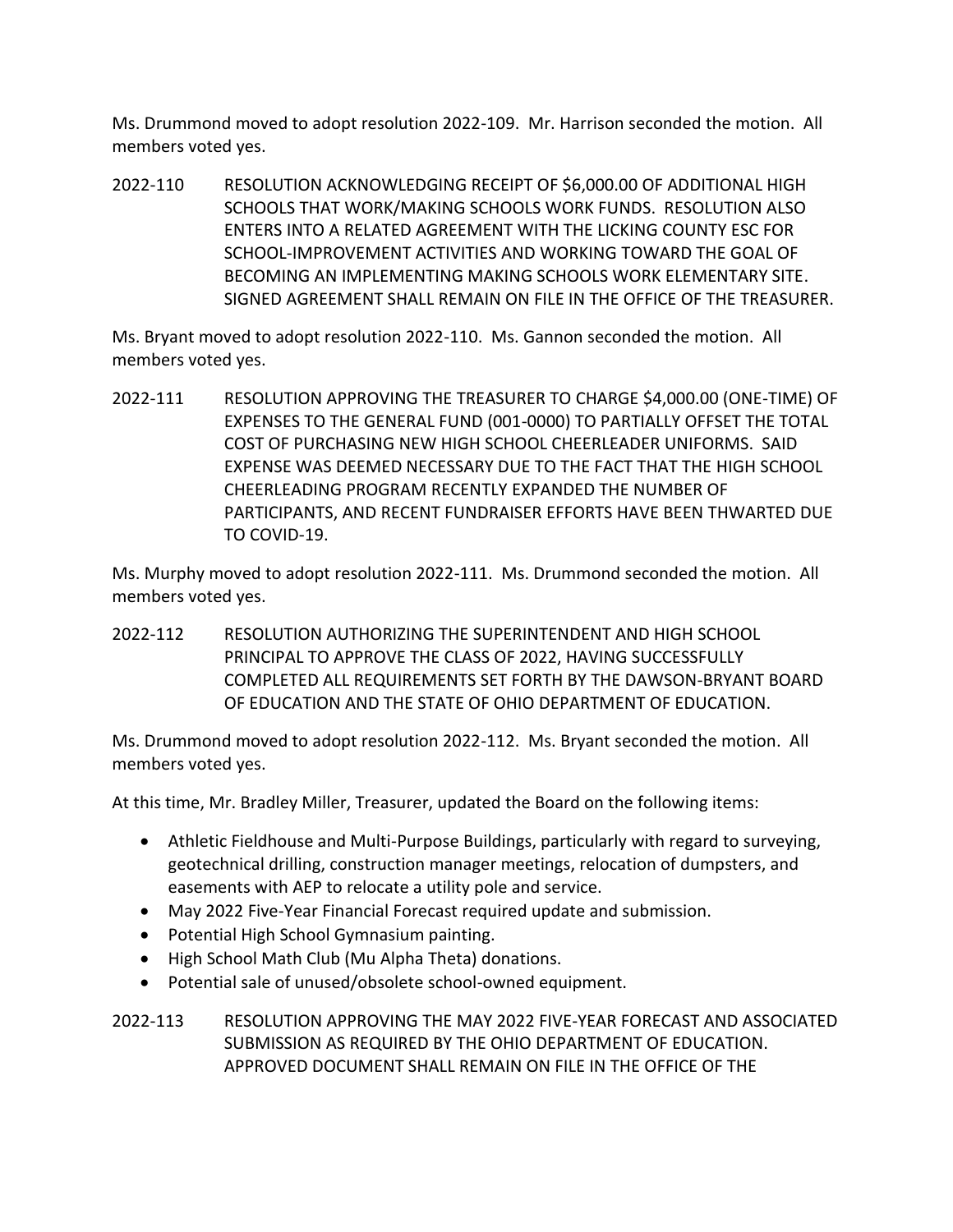Ms. Drummond moved to adopt resolution 2022-109. Mr. Harrison seconded the motion. All members voted yes.

2022-110 RESOLUTION ACKNOWLEDGING RECEIPT OF $6,000.00 OF ADDITIONAL HIGH SCHOOLS THAT WORK/MAKING SCHOOLS WORK FUNDS. RESOLUTION ALSO ENTERS INTO A RELATED AGREEMENT WITH THE LICKING COUNTY ESC FOR SCHOOL-IMPROVEMENT ACTIVITIES AND WORKING TOWARD THE GOAL OF BECOMING AN IMPLEMENTING MAKING SCHOOLS WORK ELEMENTARY SITE. SIGNED AGREEMENT SHALL REMAIN ON FILE IN THE OFFICE OF THE TREASURER.

Ms. Bryant moved to adopt resolution 2022-110. Ms. Gannon seconded the motion. All members voted yes.

2022-111 RESOLUTION APPROVING THE TREASURER TO CHARGE $4,000.00 (ONE-TIME) OF EXPENSES TO THE GENERAL FUND (001-0000) TO PARTIALLY OFFSET THE TOTAL COST OF PURCHASING NEW HIGH SCHOOL CHEERLEADER UNIFORMS. SAID EXPENSE WAS DEEMED NECESSARY DUE TO THE FACT THAT THE HIGH SCHOOL CHEERLEADING PROGRAM RECENTLY EXPANDED THE NUMBER OF PARTICIPANTS, AND RECENT FUNDRAISER EFFORTS HAVE BEEN THWARTED DUE TO COVID-19.

Ms. Murphy moved to adopt resolution 2022-111. Ms. Drummond seconded the motion. All members voted yes.

2022-112 RESOLUTION AUTHORIZING THE SUPERINTENDENT AND HIGH SCHOOL PRINCIPAL TO APPROVE THE CLASS OF 2022, HAVING SUCCESSFULLY COMPLETED ALL REQUIREMENTS SET FORTH BY THE DAWSON-BRYANT BOARD OF EDUCATION AND THE STATE OF OHIO DEPARTMENT OF EDUCATION.

Ms. Drummond moved to adopt resolution 2022-112. Ms. Bryant seconded the motion. All members voted yes.

At this time, Mr. Bradley Miller, Treasurer, updated the Board on the following items:

- Athletic Fieldhouse and Multi-Purpose Buildings, particularly with regard to surveying, geotechnical drilling, construction manager meetings, relocation of dumpsters, and easements with AEP to relocate a utility pole and service.
- May 2022 Five-Year Financial Forecast required update and submission.
- Potential High School Gymnasium painting.
- High School Math Club (Mu Alpha Theta) donations.
- Potential sale of unused/obsolete school-owned equipment.

2022-113 RESOLUTION APPROVING THE MAY 2022 FIVE-YEAR FORECAST AND ASSOCIATED SUBMISSION AS REQUIRED BY THE OHIO DEPARTMENT OF EDUCATION. APPROVED DOCUMENT SHALL REMAIN ON FILE IN THE OFFICE OF THE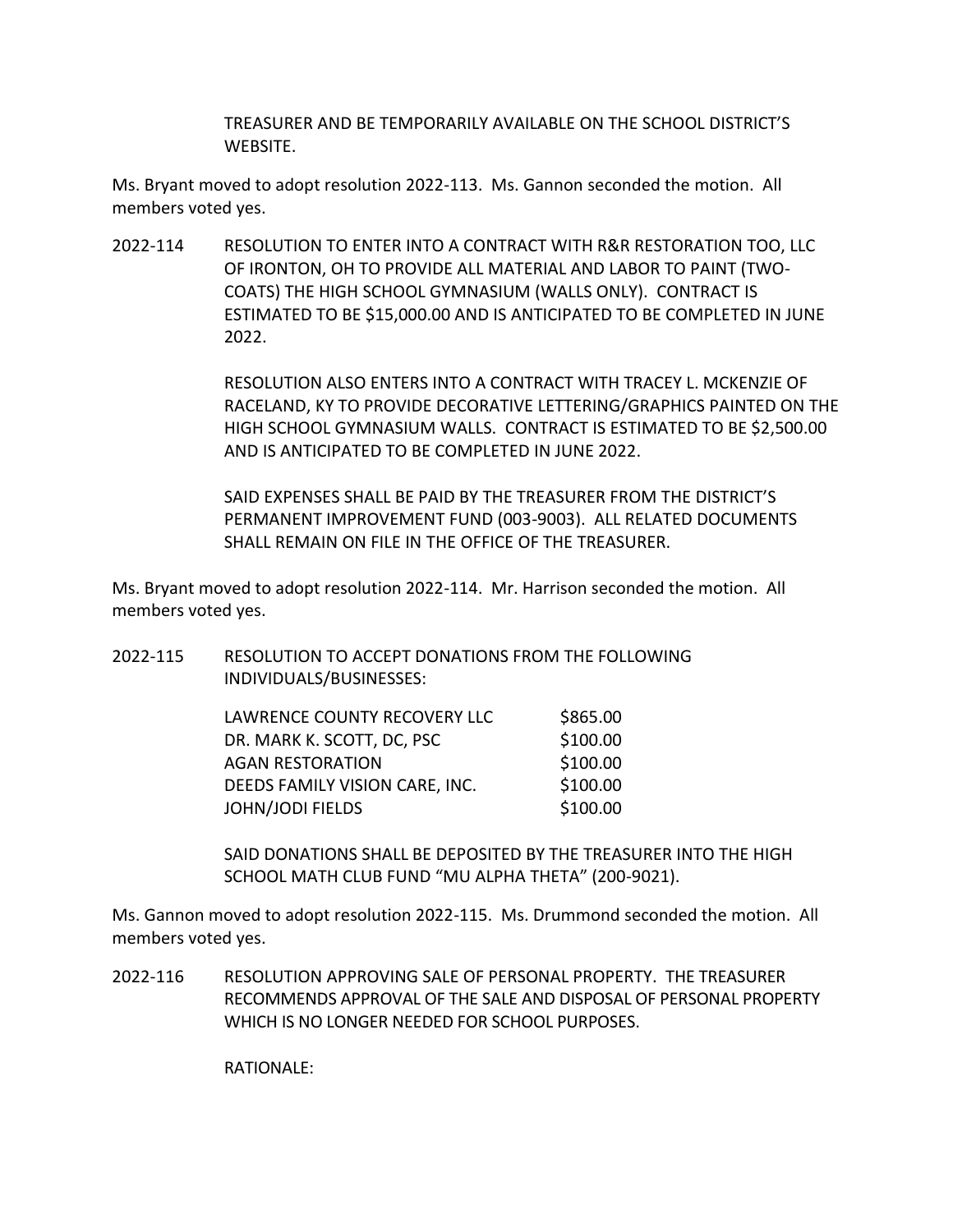TREASURER AND BE TEMPORARILY AVAILABLE ON THE SCHOOL DISTRICT'S WEBSITE.

Ms. Bryant moved to adopt resolution 2022-113. Ms. Gannon seconded the motion. All members voted yes.

2022-114 RESOLUTION TO ENTER INTO A CONTRACT WITH R&R RESTORATION TOO, LLC OF IRONTON, OH TO PROVIDE ALL MATERIAL AND LABOR TO PAINT (TWO-COATS) THE HIGH SCHOOL GYMNASIUM (WALLS ONLY). CONTRACT IS ESTIMATED TO BE $15,000.00 AND IS ANTICIPATED TO BE COMPLETED IN JUNE 2022.

RESOLUTION ALSO ENTERS INTO A CONTRACT WITH TRACEY L. MCKENZIE OF RACELAND, KY TO PROVIDE DECORATIVE LETTERING/GRAPHICS PAINTED ON THE HIGH SCHOOL GYMNASIUM WALLS. CONTRACT IS ESTIMATED TO BE $2,500.00 AND IS ANTICIPATED TO BE COMPLETED IN JUNE 2022.

SAID EXPENSES SHALL BE PAID BY THE TREASURER FROM THE DISTRICT'S PERMANENT IMPROVEMENT FUND (003-9003). ALL RELATED DOCUMENTS SHALL REMAIN ON FILE IN THE OFFICE OF THE TREASURER.

Ms. Bryant moved to adopt resolution 2022-114. Mr. Harrison seconded the motion. All members voted yes.

2022-115 RESOLUTION TO ACCEPT DONATIONS FROM THE FOLLOWING INDIVIDUALS/BUSINESSES:

| | |
|---|---|
| LAWRENCE COUNTY RECOVERY LLC | $865.00 |
| DR. MARK K. SCOTT, DC, PSC | $100.00 |
| AGAN RESTORATION | $100.00 |
| DEEDS FAMILY VISION CARE, INC. | $100.00 |
| JOHN/JODI FIELDS | $100.00 |

SAID DONATIONS SHALL BE DEPOSITED BY THE TREASURER INTO THE HIGH SCHOOL MATH CLUB FUND "MU ALPHA THETA" (200-9021).

Ms. Gannon moved to adopt resolution 2022-115. Ms. Drummond seconded the motion. All members voted yes.

2022-116 RESOLUTION APPROVING SALE OF PERSONAL PROPERTY. THE TREASURER RECOMMENDS APPROVAL OF THE SALE AND DISPOSAL OF PERSONAL PROPERTY WHICH IS NO LONGER NEEDED FOR SCHOOL PURPOSES.

RATIONALE: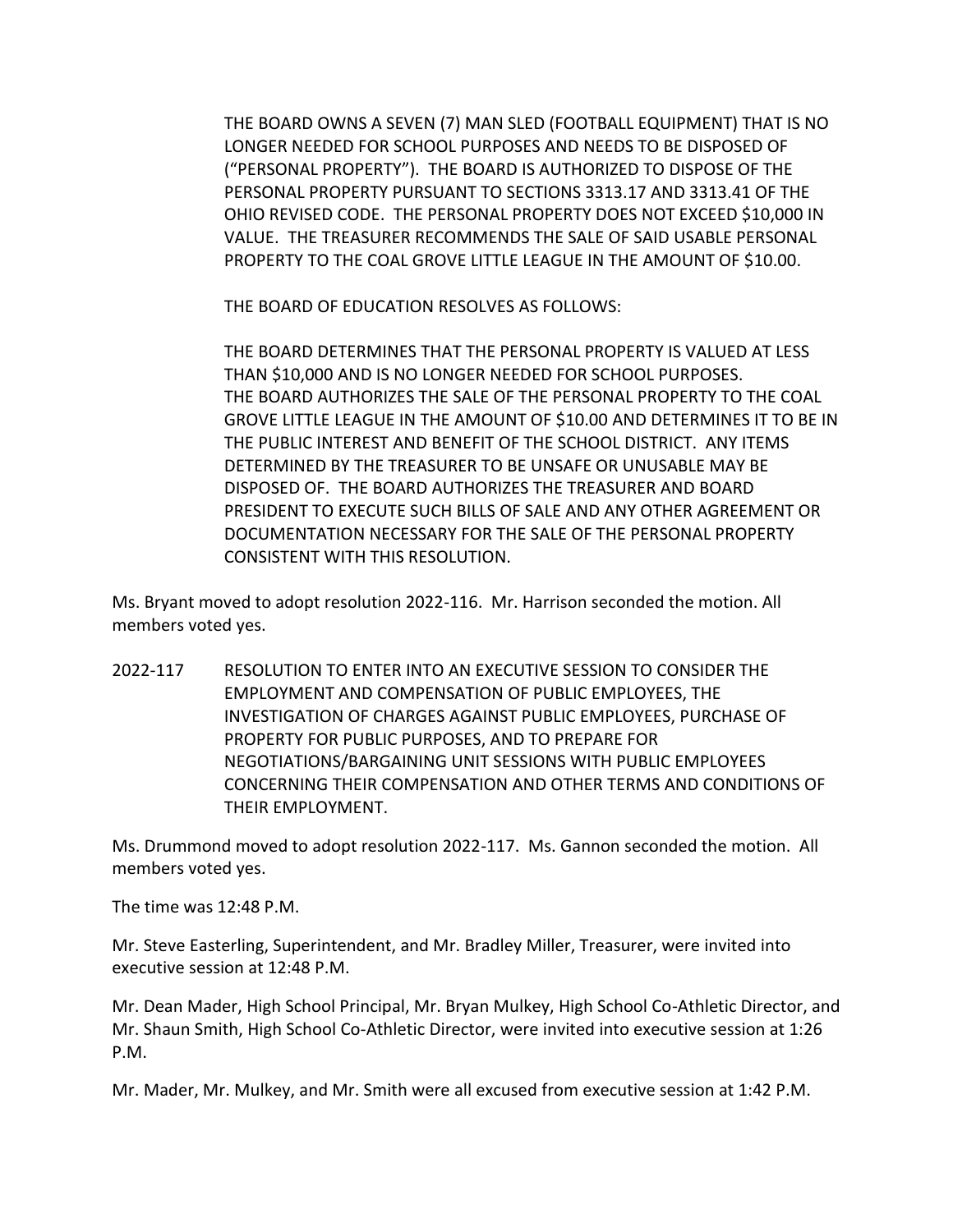THE BOARD OWNS A SEVEN (7) MAN SLED (FOOTBALL EQUIPMENT) THAT IS NO LONGER NEEDED FOR SCHOOL PURPOSES AND NEEDS TO BE DISPOSED OF ("PERSONAL PROPERTY"). THE BOARD IS AUTHORIZED TO DISPOSE OF THE PERSONAL PROPERTY PURSUANT TO SECTIONS 3313.17 AND 3313.41 OF THE OHIO REVISED CODE. THE PERSONAL PROPERTY DOES NOT EXCEED $10,000 IN VALUE. THE TREASURER RECOMMENDS THE SALE OF SAID USABLE PERSONAL PROPERTY TO THE COAL GROVE LITTLE LEAGUE IN THE AMOUNT OF $10.00.

THE BOARD OF EDUCATION RESOLVES AS FOLLOWS:

THE BOARD DETERMINES THAT THE PERSONAL PROPERTY IS VALUED AT LESS THAN $10,000 AND IS NO LONGER NEEDED FOR SCHOOL PURPOSES. THE BOARD AUTHORIZES THE SALE OF THE PERSONAL PROPERTY TO THE COAL GROVE LITTLE LEAGUE IN THE AMOUNT OF $10.00 AND DETERMINES IT TO BE IN THE PUBLIC INTEREST AND BENEFIT OF THE SCHOOL DISTRICT. ANY ITEMS DETERMINED BY THE TREASURER TO BE UNSAFE OR UNUSABLE MAY BE DISPOSED OF. THE BOARD AUTHORIZES THE TREASURER AND BOARD PRESIDENT TO EXECUTE SUCH BILLS OF SALE AND ANY OTHER AGREEMENT OR DOCUMENTATION NECESSARY FOR THE SALE OF THE PERSONAL PROPERTY CONSISTENT WITH THIS RESOLUTION.

Ms. Bryant moved to adopt resolution 2022-116. Mr. Harrison seconded the motion. All members voted yes.

2022-117 RESOLUTION TO ENTER INTO AN EXECUTIVE SESSION TO CONSIDER THE EMPLOYMENT AND COMPENSATION OF PUBLIC EMPLOYEES, THE INVESTIGATION OF CHARGES AGAINST PUBLIC EMPLOYEES, PURCHASE OF PROPERTY FOR PUBLIC PURPOSES, AND TO PREPARE FOR NEGOTIATIONS/BARGAINING UNIT SESSIONS WITH PUBLIC EMPLOYEES CONCERNING THEIR COMPENSATION AND OTHER TERMS AND CONDITIONS OF THEIR EMPLOYMENT.

Ms. Drummond moved to adopt resolution 2022-117. Ms. Gannon seconded the motion. All members voted yes.

The time was 12:48 P.M.

Mr. Steve Easterling, Superintendent, and Mr. Bradley Miller, Treasurer, were invited into executive session at 12:48 P.M.

Mr. Dean Mader, High School Principal, Mr. Bryan Mulkey, High School Co-Athletic Director, and Mr. Shaun Smith, High School Co-Athletic Director, were invited into executive session at 1:26 P.M.

Mr. Mader, Mr. Mulkey, and Mr. Smith were all excused from executive session at 1:42 P.M.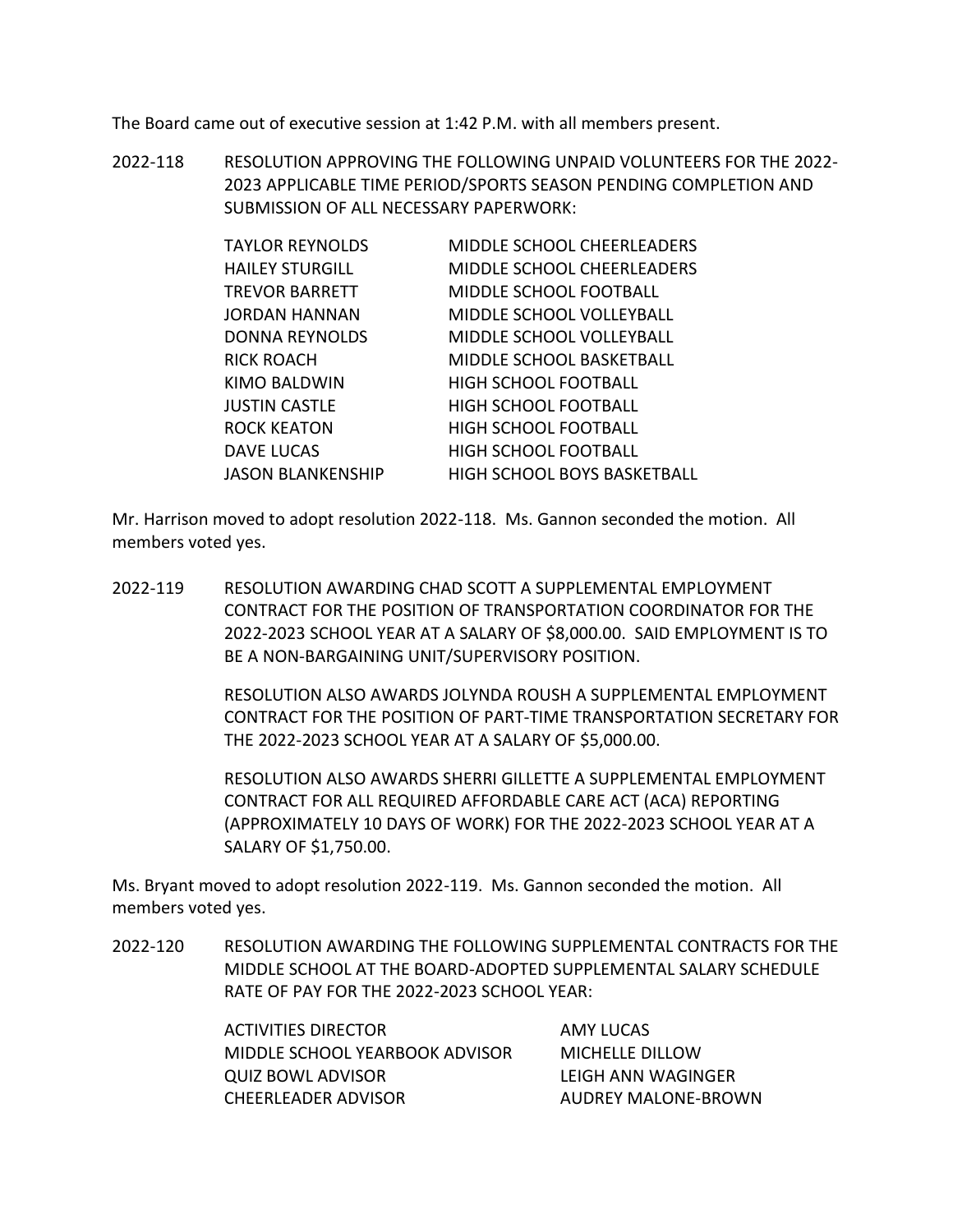The Board came out of executive session at 1:42 P.M. with all members present.

2022-118 RESOLUTION APPROVING THE FOLLOWING UNPAID VOLUNTEERS FOR THE 2022-2023 APPLICABLE TIME PERIOD/SPORTS SEASON PENDING COMPLETION AND SUBMISSION OF ALL NECESSARY PAPERWORK:

| | |
|---|---|
| TAYLOR REYNOLDS | MIDDLE SCHOOL CHEERLEADERS |
| HAILEY STURGILL | MIDDLE SCHOOL CHEERLEADERS |
| TREVOR BARRETT | MIDDLE SCHOOL FOOTBALL |
| JORDAN HANNAN | MIDDLE SCHOOL VOLLEYBALL |
| DONNA REYNOLDS | MIDDLE SCHOOL VOLLEYBALL |
| RICK ROACH | MIDDLE SCHOOL BASKETBALL |
| KIMO BALDWIN | HIGH SCHOOL FOOTBALL |
| JUSTIN CASTLE | HIGH SCHOOL FOOTBALL |
| ROCK KEATON | HIGH SCHOOL FOOTBALL |
| DAVE LUCAS | HIGH SCHOOL FOOTBALL |
| JASON BLANKENSHIP | HIGH SCHOOL BOYS BASKETBALL |

Mr. Harrison moved to adopt resolution 2022-118. Ms. Gannon seconded the motion. All members voted yes.

2022-119 RESOLUTION AWARDING CHAD SCOTT A SUPPLEMENTAL EMPLOYMENT CONTRACT FOR THE POSITION OF TRANSPORTATION COORDINATOR FOR THE 2022-2023 SCHOOL YEAR AT A SALARY OF $8,000.00. SAID EMPLOYMENT IS TO BE A NON-BARGAINING UNIT/SUPERVISORY POSITION.

RESOLUTION ALSO AWARDS JOLYNDA ROUSH A SUPPLEMENTAL EMPLOYMENT CONTRACT FOR THE POSITION OF PART-TIME TRANSPORTATION SECRETARY FOR THE 2022-2023 SCHOOL YEAR AT A SALARY OF $5,000.00.

RESOLUTION ALSO AWARDS SHERRI GILLETTE A SUPPLEMENTAL EMPLOYMENT CONTRACT FOR ALL REQUIRED AFFORDABLE CARE ACT (ACA) REPORTING (APPROXIMATELY 10 DAYS OF WORK) FOR THE 2022-2023 SCHOOL YEAR AT A SALARY OF $1,750.00.

Ms. Bryant moved to adopt resolution 2022-119. Ms. Gannon seconded the motion. All members voted yes.

2022-120 RESOLUTION AWARDING THE FOLLOWING SUPPLEMENTAL CONTRACTS FOR THE MIDDLE SCHOOL AT THE BOARD-ADOPTED SUPPLEMENTAL SALARY SCHEDULE RATE OF PAY FOR THE 2022-2023 SCHOOL YEAR:

| | |
|---|---|
| ACTIVITIES DIRECTOR | AMY LUCAS |
| MIDDLE SCHOOL YEARBOOK ADVISOR | MICHELLE DILLOW |
| QUIZ BOWL ADVISOR | LEIGH ANN WAGINGER |
| CHEERLEADER ADVISOR | AUDREY MALONE-BROWN |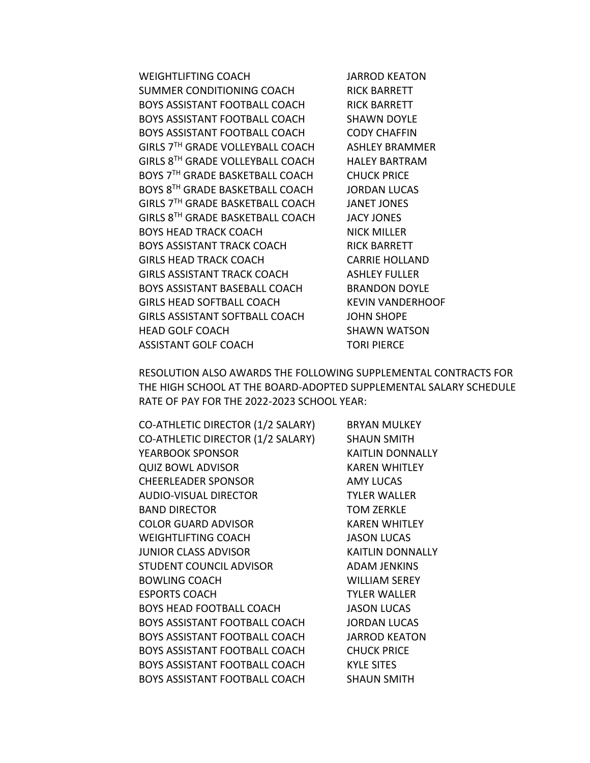| | |
|---|---|
| WEIGHTLIFTING COACH | JARROD KEATON |
| SUMMER CONDITIONING COACH | RICK BARRETT |
| BOYS ASSISTANT FOOTBALL COACH | RICK BARRETT |
| BOYS ASSISTANT FOOTBALL COACH | SHAWN DOYLE |
| BOYS ASSISTANT FOOTBALL COACH | CODY CHAFFIN |
| GIRLS 7TH GRADE VOLLEYBALL COACH | ASHLEY BRAMMER |
| GIRLS 8TH GRADE VOLLEYBALL COACH | HALEY BARTRAM |
| BOYS 7TH GRADE BASKETBALL COACH | CHUCK PRICE |
| BOYS 8TH GRADE BASKETBALL COACH | JORDAN LUCAS |
| GIRLS 7TH GRADE BASKETBALL COACH | JANET JONES |
| GIRLS 8TH GRADE BASKETBALL COACH | JACY JONES |
| BOYS HEAD TRACK COACH | NICK MILLER |
| BOYS ASSISTANT TRACK COACH | RICK BARRETT |
| GIRLS HEAD TRACK COACH | CARRIE HOLLAND |
| GIRLS ASSISTANT TRACK COACH | ASHLEY FULLER |
| BOYS ASSISTANT BASEBALL COACH | BRANDON DOYLE |
| GIRLS HEAD SOFTBALL COACH | KEVIN VANDERHOOF |
| GIRLS ASSISTANT SOFTBALL COACH | JOHN SHOPE |
| HEAD GOLF COACH | SHAWN WATSON |
| ASSISTANT GOLF COACH | TORI PIERCE |

RESOLUTION ALSO AWARDS THE FOLLOWING SUPPLEMENTAL CONTRACTS FOR THE HIGH SCHOOL AT THE BOARD-ADOPTED SUPPLEMENTAL SALARY SCHEDULE RATE OF PAY FOR THE 2022-2023 SCHOOL YEAR:

| | |
|---|---|
| CO-ATHLETIC DIRECTOR (1/2 SALARY) | BRYAN MULKEY |
| CO-ATHLETIC DIRECTOR (1/2 SALARY) | SHAUN SMITH |
| YEARBOOK SPONSOR | KAITLIN DONNALLY |
| QUIZ BOWL ADVISOR | KAREN WHITLEY |
| CHEERLEADER SPONSOR | AMY LUCAS |
| AUDIO-VISUAL DIRECTOR | TYLER WALLER |
| BAND DIRECTOR | TOM ZERKLE |
| COLOR GUARD ADVISOR | KAREN WHITLEY |
| WEIGHTLIFTING COACH | JASON LUCAS |
| JUNIOR CLASS ADVISOR | KAITLIN DONNALLY |
| STUDENT COUNCIL ADVISOR | ADAM JENKINS |
| BOWLING COACH | WILLIAM SEREY |
| ESPORTS COACH | TYLER WALLER |
| BOYS HEAD FOOTBALL COACH | JASON LUCAS |
| BOYS ASSISTANT FOOTBALL COACH | JORDAN LUCAS |
| BOYS ASSISTANT FOOTBALL COACH | JARROD KEATON |
| BOYS ASSISTANT FOOTBALL COACH | CHUCK PRICE |
| BOYS ASSISTANT FOOTBALL COACH | KYLE SITES |
| BOYS ASSISTANT FOOTBALL COACH | SHAUN SMITH |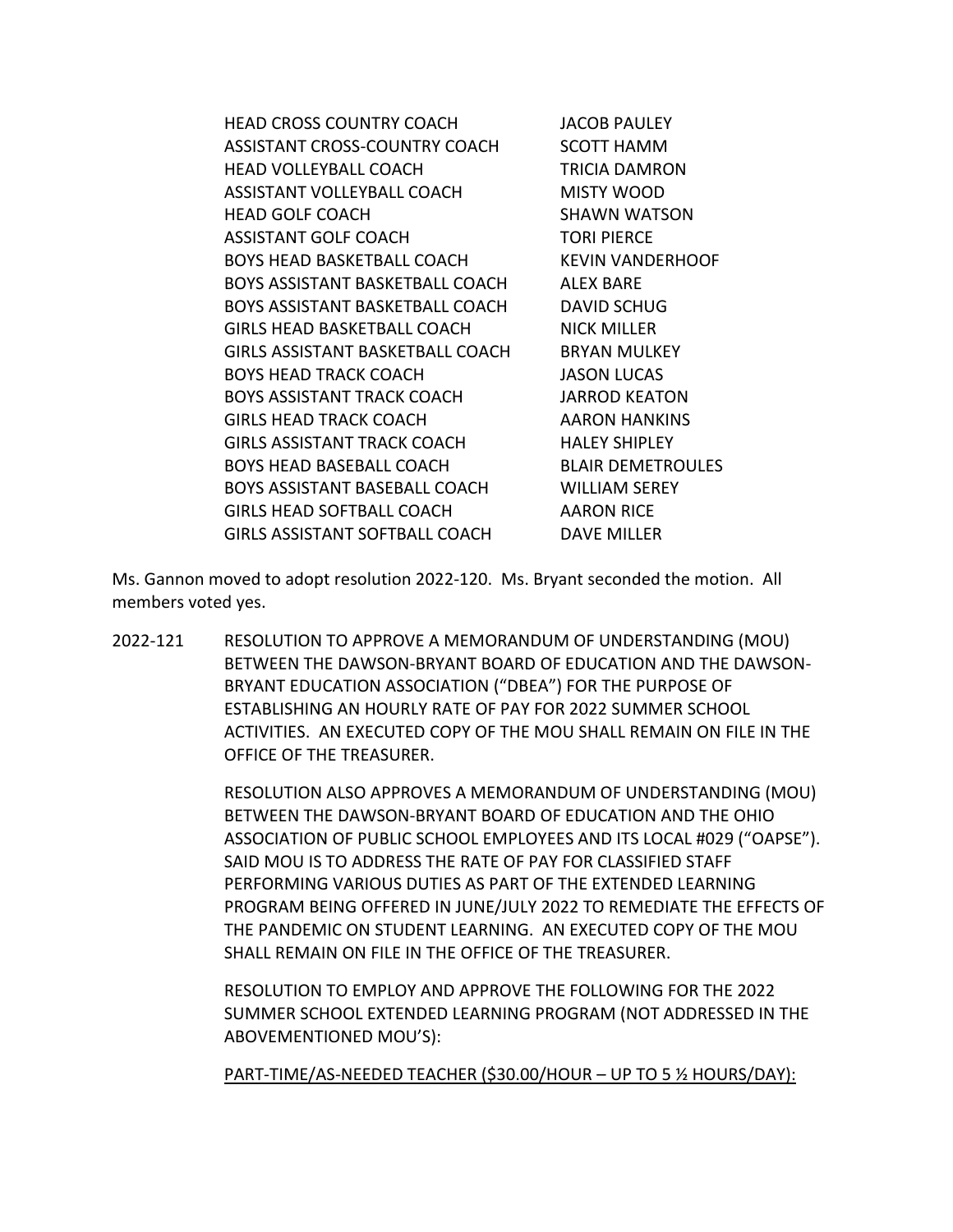| | |
|---|---|
| HEAD CROSS COUNTRY COACH | JACOB PAULEY |
| ASSISTANT CROSS-COUNTRY COACH | SCOTT HAMM |
| HEAD VOLLEYBALL COACH | TRICIA DAMRON |
| ASSISTANT VOLLEYBALL COACH | MISTY WOOD |
| HEAD GOLF COACH | SHAWN WATSON |
| ASSISTANT GOLF COACH | TORI PIERCE |
| BOYS HEAD BASKETBALL COACH | KEVIN VANDERHOOF |
| BOYS ASSISTANT BASKETBALL COACH | ALEX BARE |
| BOYS ASSISTANT BASKETBALL COACH | DAVID SCHUG |
| GIRLS HEAD BASKETBALL COACH | NICK MILLER |
| GIRLS ASSISTANT BASKETBALL COACH | BRYAN MULKEY |
| BOYS HEAD TRACK COACH | JASON LUCAS |
| BOYS ASSISTANT TRACK COACH | JARROD KEATON |
| GIRLS HEAD TRACK COACH | AARON HANKINS |
| GIRLS ASSISTANT TRACK COACH | HALEY SHIPLEY |
| BOYS HEAD BASEBALL COACH | BLAIR DEMETROULES |
| BOYS ASSISTANT BASEBALL COACH | WILLIAM SEREY |
| GIRLS HEAD SOFTBALL COACH | AARON RICE |
| GIRLS ASSISTANT SOFTBALL COACH | DAVE MILLER |

Ms. Gannon moved to adopt resolution 2022-120. Ms. Bryant seconded the motion. All members voted yes.

2022-121 RESOLUTION TO APPROVE A MEMORANDUM OF UNDERSTANDING (MOU) BETWEEN THE DAWSON-BRYANT BOARD OF EDUCATION AND THE DAWSON-BRYANT EDUCATION ASSOCIATION ("DBEA") FOR THE PURPOSE OF ESTABLISHING AN HOURLY RATE OF PAY FOR 2022 SUMMER SCHOOL ACTIVITIES. AN EXECUTED COPY OF THE MOU SHALL REMAIN ON FILE IN THE OFFICE OF THE TREASURER.

RESOLUTION ALSO APPROVES A MEMORANDUM OF UNDERSTANDING (MOU) BETWEEN THE DAWSON-BRYANT BOARD OF EDUCATION AND THE OHIO ASSOCIATION OF PUBLIC SCHOOL EMPLOYEES AND ITS LOCAL #029 ("OAPSE"). SAID MOU IS TO ADDRESS THE RATE OF PAY FOR CLASSIFIED STAFF PERFORMING VARIOUS DUTIES AS PART OF THE EXTENDED LEARNING PROGRAM BEING OFFERED IN JUNE/JULY 2022 TO REMEDIATE THE EFFECTS OF THE PANDEMIC ON STUDENT LEARNING. AN EXECUTED COPY OF THE MOU SHALL REMAIN ON FILE IN THE OFFICE OF THE TREASURER.

RESOLUTION TO EMPLOY AND APPROVE THE FOLLOWING FOR THE 2022 SUMMER SCHOOL EXTENDED LEARNING PROGRAM (NOT ADDRESSED IN THE ABOVEMENTIONED MOU'S):

<u>PART-TIME/AS-NEEDED TEACHER ($30.00/HOUR – UP TO 5 ½ HOURS/DAY):</u>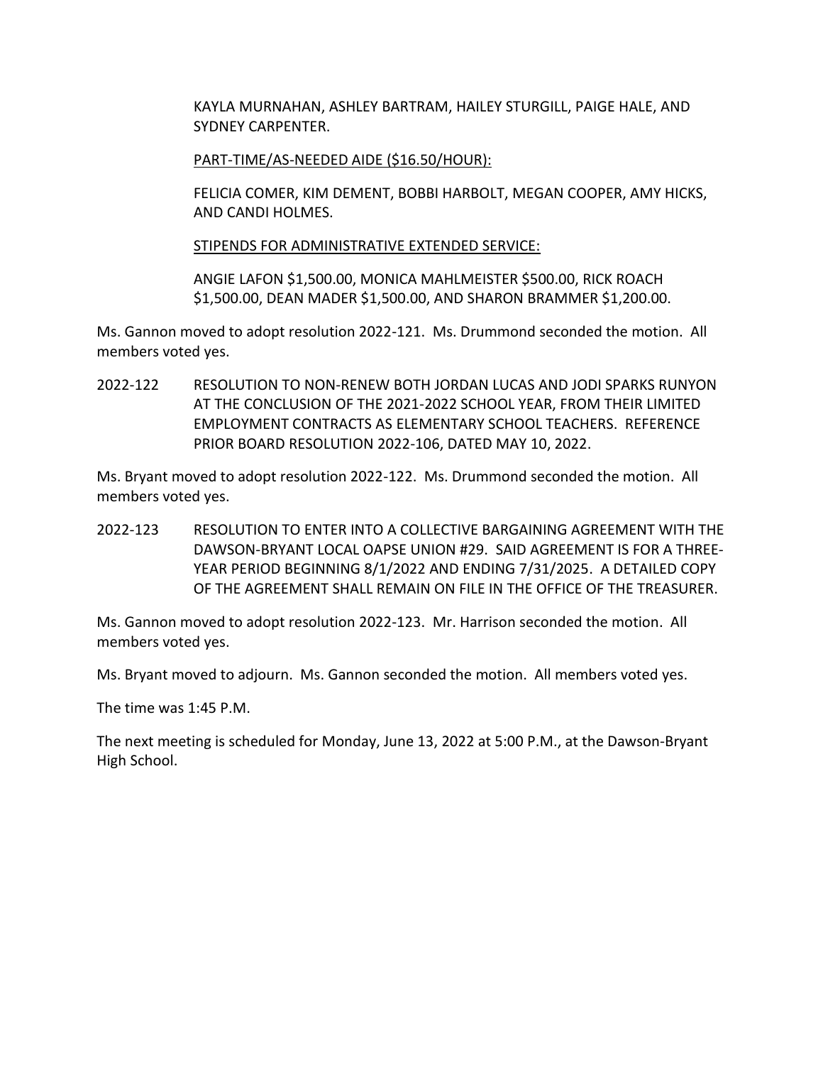KAYLA MURNAHAN, ASHLEY BARTRAM, HAILEY STURGILL, PAIGE HALE, AND SYDNEY CARPENTER.

PART-TIME/AS-NEEDED AIDE ($16.50/HOUR):

FELICIA COMER, KIM DEMENT, BOBBI HARBOLT, MEGAN COOPER, AMY HICKS, AND CANDI HOLMES.

STIPENDS FOR ADMINISTRATIVE EXTENDED SERVICE:

ANGIE LAFON $1,500.00, MONICA MAHLMEISTER $500.00, RICK ROACH $1,500.00, DEAN MADER $1,500.00, AND SHARON BRAMMER $1,200.00.

Ms. Gannon moved to adopt resolution 2022-121. Ms. Drummond seconded the motion. All members voted yes.

2022-122 RESOLUTION TO NON-RENEW BOTH JORDAN LUCAS AND JODI SPARKS RUNYON AT THE CONCLUSION OF THE 2021-2022 SCHOOL YEAR, FROM THEIR LIMITED EMPLOYMENT CONTRACTS AS ELEMENTARY SCHOOL TEACHERS. REFERENCE PRIOR BOARD RESOLUTION 2022-106, DATED MAY 10, 2022.

Ms. Bryant moved to adopt resolution 2022-122. Ms. Drummond seconded the motion. All members voted yes.

2022-123 RESOLUTION TO ENTER INTO A COLLECTIVE BARGAINING AGREEMENT WITH THE DAWSON-BRYANT LOCAL OAPSE UNION #29. SAID AGREEMENT IS FOR A THREE-YEAR PERIOD BEGINNING 8/1/2022 AND ENDING 7/31/2025. A DETAILED COPY OF THE AGREEMENT SHALL REMAIN ON FILE IN THE OFFICE OF THE TREASURER.

Ms. Gannon moved to adopt resolution 2022-123. Mr. Harrison seconded the motion. All members voted yes.

Ms. Bryant moved to adjourn. Ms. Gannon seconded the motion. All members voted yes.

The time was 1:45 P.M.

The next meeting is scheduled for Monday, June 13, 2022 at 5:00 P.M., at the Dawson-Bryant High School.